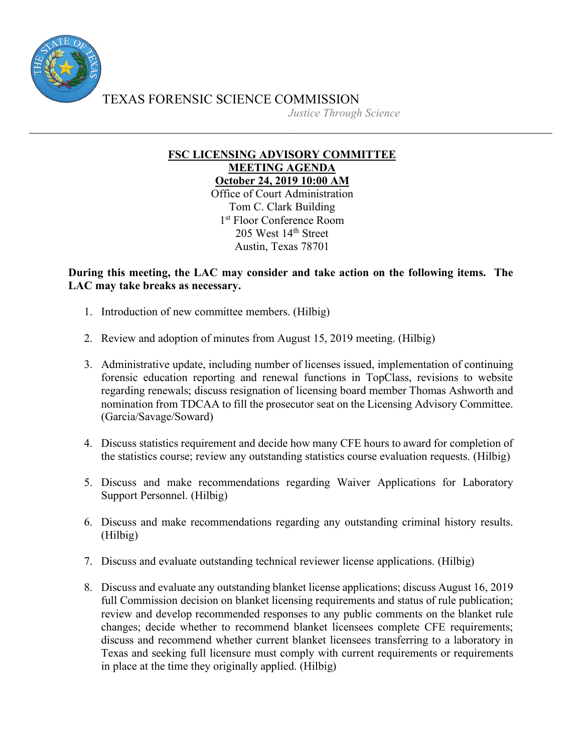TEXAS FORENSIC SCIENCE COMMISSION

*Justice Through Science*

---

**FSC LICENSING ADVISORY COMMITTEE**
**MEETING AGENDA**
**October 24, 2019 10:00 AM**

Office of Court Administration
Tom C. Clark Building
1st Floor Conference Room
205 West 14th Street
Austin, Texas 78701

**During this meeting, the LAC may consider and take action on the following items. The LAC may take breaks as necessary.**

1. Introduction of new committee members. (Hilbig)

2. Review and adoption of minutes from August 15, 2019 meeting. (Hilbig)

3. Administrative update, including number of licenses issued, implementation of continuing forensic education reporting and renewal functions in TopClass, revisions to website regarding renewals; discuss resignation of licensing board member Thomas Ashworth and nomination from TDCAA to fill the prosecutor seat on the Licensing Advisory Committee. (Garcia/Savage/Soward)

4. Discuss statistics requirement and decide how many CFE hours to award for completion of the statistics course; review any outstanding statistics course evaluation requests. (Hilbig)

5. Discuss and make recommendations regarding Waiver Applications for Laboratory Support Personnel. (Hilbig)

6. Discuss and make recommendations regarding any outstanding criminal history results. (Hilbig)

7. Discuss and evaluate outstanding technical reviewer license applications. (Hilbig)

8. Discuss and evaluate any outstanding blanket license applications; discuss August 16, 2019 full Commission decision on blanket licensing requirements and status of rule publication; review and develop recommended responses to any public comments on the blanket rule changes; decide whether to recommend blanket licensees complete CFE requirements; discuss and recommend whether current blanket licensees transferring to a laboratory in Texas and seeking full licensure must comply with current requirements or requirements in place at the time they originally applied. (Hilbig)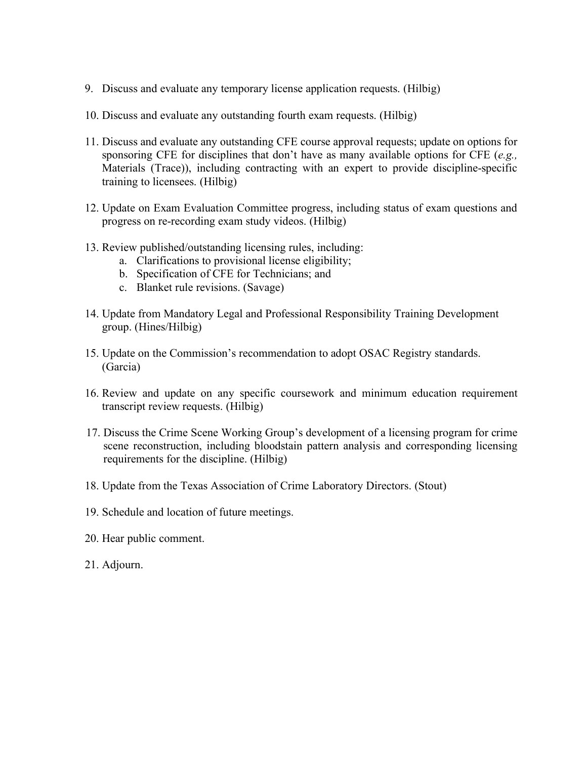9. Discuss and evaluate any temporary license application requests. (Hilbig)

10. Discuss and evaluate any outstanding fourth exam requests. (Hilbig)

11. Discuss and evaluate any outstanding CFE course approval requests; update on options for sponsoring CFE for disciplines that don't have as many available options for CFE (*e.g.,* Materials (Trace)), including contracting with an expert to provide discipline-specific training to licensees. (Hilbig)

12. Update on Exam Evaluation Committee progress, including status of exam questions and progress on re-recording exam study videos. (Hilbig)

13. Review published/outstanding licensing rules, including:
    a. Clarifications to provisional license eligibility;
    b. Specification of CFE for Technicians; and
    c. Blanket rule revisions. (Savage)

14. Update from Mandatory Legal and Professional Responsibility Training Development group. (Hines/Hilbig)

15. Update on the Commission's recommendation to adopt OSAC Registry standards. (Garcia)

16. Review and update on any specific coursework and minimum education requirement transcript review requests. (Hilbig)

17. Discuss the Crime Scene Working Group's development of a licensing program for crime scene reconstruction, including bloodstain pattern analysis and corresponding licensing requirements for the discipline. (Hilbig)

18. Update from the Texas Association of Crime Laboratory Directors. (Stout)

19. Schedule and location of future meetings.

20. Hear public comment.

21. Adjourn.